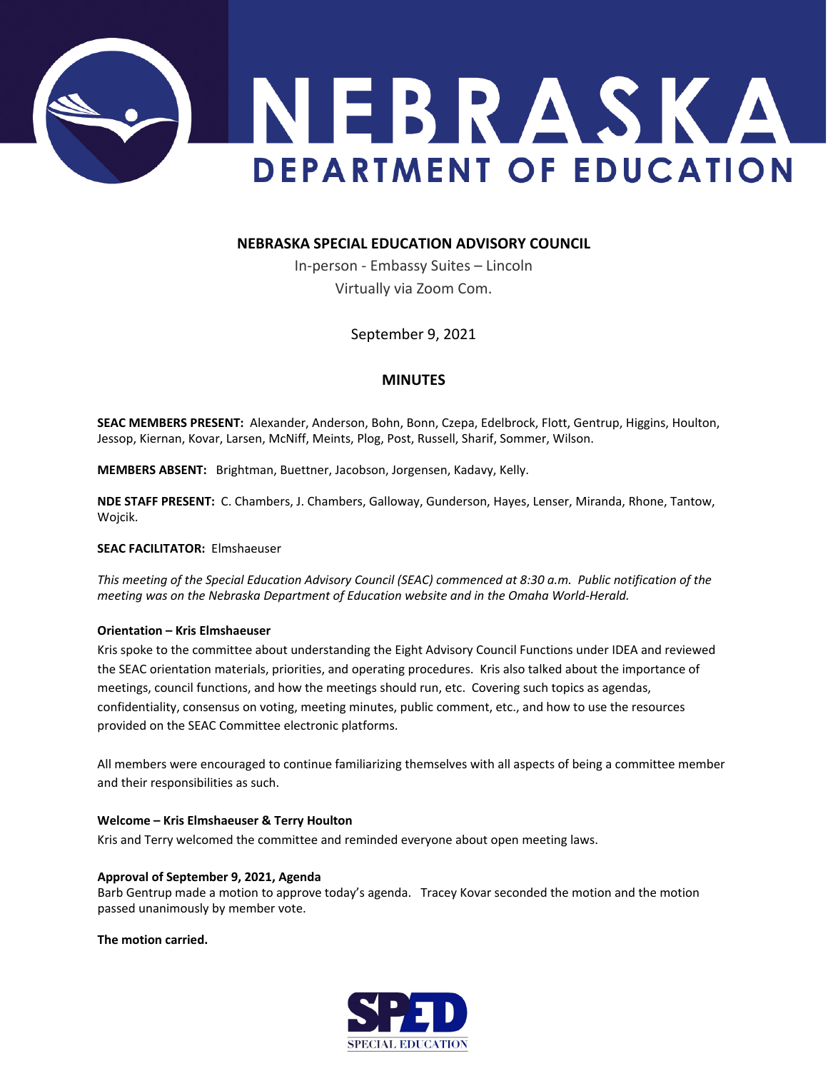# NEBRASKA DEPARTMENT OF EDUCATION

## NEBRASKA SPECIAL EDUCATION ADVISORY COUNCIL

In-person - Embassy Suites – Lincoln
Virtually via Zoom Com.

September 9, 2021

## MINUTES

**SEAC MEMBERS PRESENT:** Alexander, Anderson, Bohn, Bonn, Czepa, Edelbrock, Flott, Gentrup, Higgins, Houlton, Jessop, Kiernan, Kovar, Larsen, McNiff, Meints, Plog, Post, Russell, Sharif, Sommer, Wilson.

**MEMBERS ABSENT:** Brightman, Buettner, Jacobson, Jorgensen, Kadavy, Kelly.

**NDE STAFF PRESENT:** C. Chambers, J. Chambers, Galloway, Gunderson, Hayes, Lenser, Miranda, Rhone, Tantow, Wojcik.

**SEAC FACILITATOR:** Elmshaeuser

*This meeting of the Special Education Advisory Council (SEAC) commenced at 8:30 a.m. Public notification of the meeting was on the Nebraska Department of Education website and in the Omaha World-Herald.*

**Orientation – Kris Elmshaeuser**

Kris spoke to the committee about understanding the Eight Advisory Council Functions under IDEA and reviewed the SEAC orientation materials, priorities, and operating procedures. Kris also talked about the importance of meetings, council functions, and how the meetings should run, etc. Covering such topics as agendas, confidentiality, consensus on voting, meeting minutes, public comment, etc., and how to use the resources provided on the SEAC Committee electronic platforms.

All members were encouraged to continue familiarizing themselves with all aspects of being a committee member and their responsibilities as such.

**Welcome – Kris Elmshaeuser & Terry Houlton**

Kris and Terry welcomed the committee and reminded everyone about open meeting laws.

**Approval of September 9, 2021, Agenda**

Barb Gentrup made a motion to approve today's agenda. Tracey Kovar seconded the motion and the motion passed unanimously by member vote.

**The motion carried.**

SPED SPECIAL EDUCATION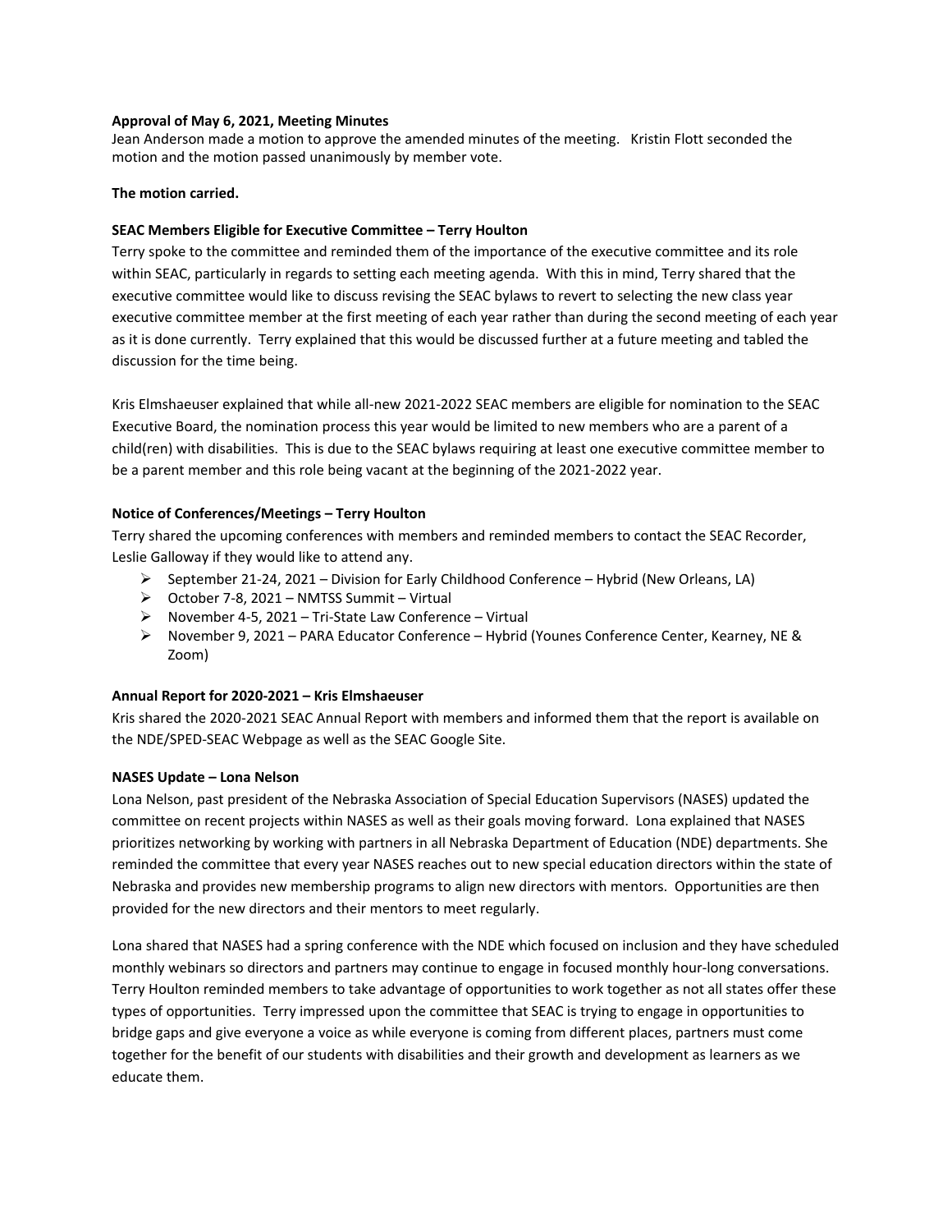**Approval of May 6, 2021, Meeting Minutes**

Jean Anderson made a motion to approve the amended minutes of the meeting. Kristin Flott seconded the motion and the motion passed unanimously by member vote.

**The motion carried.**

**SEAC Members Eligible for Executive Committee – Terry Houlton**

Terry spoke to the committee and reminded them of the importance of the executive committee and its role within SEAC, particularly in regards to setting each meeting agenda. With this in mind, Terry shared that the executive committee would like to discuss revising the SEAC bylaws to revert to selecting the new class year executive committee member at the first meeting of each year rather than during the second meeting of each year as it is done currently. Terry explained that this would be discussed further at a future meeting and tabled the discussion for the time being.

Kris Elmshaeuser explained that while all-new 2021-2022 SEAC members are eligible for nomination to the SEAC Executive Board, the nomination process this year would be limited to new members who are a parent of a child(ren) with disabilities. This is due to the SEAC bylaws requiring at least one executive committee member to be a parent member and this role being vacant at the beginning of the 2021-2022 year.

**Notice of Conferences/Meetings – Terry Houlton**

Terry shared the upcoming conferences with members and reminded members to contact the SEAC Recorder, Leslie Galloway if they would like to attend any.

- September 21-24, 2021 – Division for Early Childhood Conference – Hybrid (New Orleans, LA)
- October 7-8, 2021 – NMTSS Summit – Virtual
- November 4-5, 2021 – Tri-State Law Conference – Virtual
- November 9, 2021 – PARA Educator Conference – Hybrid (Younes Conference Center, Kearney, NE & Zoom)

**Annual Report for 2020-2021 – Kris Elmshaeuser**

Kris shared the 2020-2021 SEAC Annual Report with members and informed them that the report is available on the NDE/SPED-SEAC Webpage as well as the SEAC Google Site.

**NASES Update – Lona Nelson**

Lona Nelson, past president of the Nebraska Association of Special Education Supervisors (NASES) updated the committee on recent projects within NASES as well as their goals moving forward. Lona explained that NASES prioritizes networking by working with partners in all Nebraska Department of Education (NDE) departments. She reminded the committee that every year NASES reaches out to new special education directors within the state of Nebraska and provides new membership programs to align new directors with mentors. Opportunities are then provided for the new directors and their mentors to meet regularly.

Lona shared that NASES had a spring conference with the NDE which focused on inclusion and they have scheduled monthly webinars so directors and partners may continue to engage in focused monthly hour-long conversations. Terry Houlton reminded members to take advantage of opportunities to work together as not all states offer these types of opportunities. Terry impressed upon the committee that SEAC is trying to engage in opportunities to bridge gaps and give everyone a voice as while everyone is coming from different places, partners must come together for the benefit of our students with disabilities and their growth and development as learners as we educate them.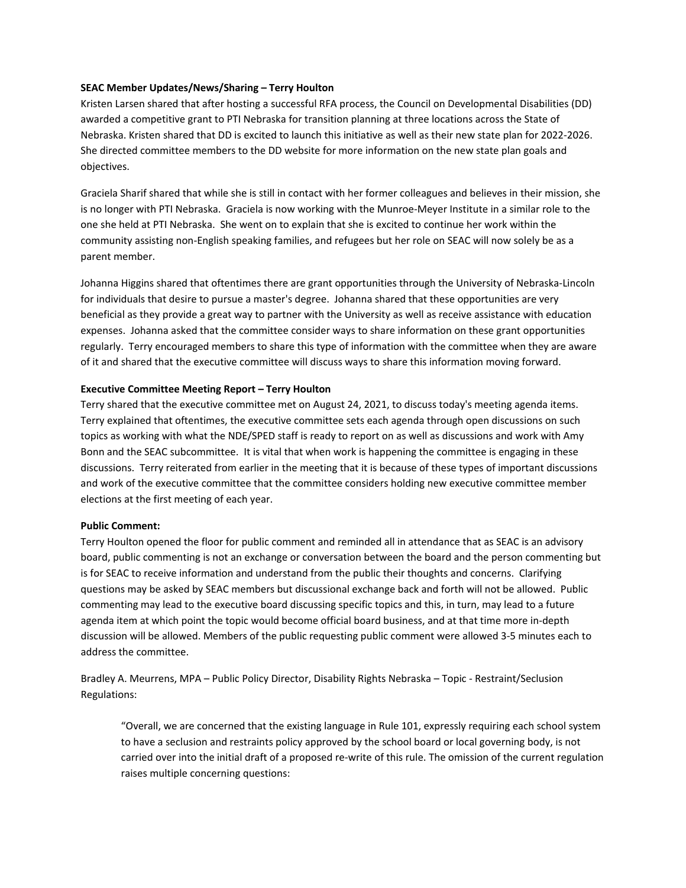**SEAC Member Updates/News/Sharing – Terry Houlton**

Kristen Larsen shared that after hosting a successful RFA process, the Council on Developmental Disabilities (DD) awarded a competitive grant to PTI Nebraska for transition planning at three locations across the State of Nebraska. Kristen shared that DD is excited to launch this initiative as well as their new state plan for 2022-2026. She directed committee members to the DD website for more information on the new state plan goals and objectives.

Graciela Sharif shared that while she is still in contact with her former colleagues and believes in their mission, she is no longer with PTI Nebraska. Graciela is now working with the Munroe-Meyer Institute in a similar role to the one she held at PTI Nebraska. She went on to explain that she is excited to continue her work within the community assisting non-English speaking families, and refugees but her role on SEAC will now solely be as a parent member.

Johanna Higgins shared that oftentimes there are grant opportunities through the University of Nebraska-Lincoln for individuals that desire to pursue a master's degree. Johanna shared that these opportunities are very beneficial as they provide a great way to partner with the University as well as receive assistance with education expenses. Johanna asked that the committee consider ways to share information on these grant opportunities regularly. Terry encouraged members to share this type of information with the committee when they are aware of it and shared that the executive committee will discuss ways to share this information moving forward.

**Executive Committee Meeting Report – Terry Houlton**

Terry shared that the executive committee met on August 24, 2021, to discuss today's meeting agenda items. Terry explained that oftentimes, the executive committee sets each agenda through open discussions on such topics as working with what the NDE/SPED staff is ready to report on as well as discussions and work with Amy Bonn and the SEAC subcommittee. It is vital that when work is happening the committee is engaging in these discussions. Terry reiterated from earlier in the meeting that it is because of these types of important discussions and work of the executive committee that the committee considers holding new executive committee member elections at the first meeting of each year.

**Public Comment:**

Terry Houlton opened the floor for public comment and reminded all in attendance that as SEAC is an advisory board, public commenting is not an exchange or conversation between the board and the person commenting but is for SEAC to receive information and understand from the public their thoughts and concerns. Clarifying questions may be asked by SEAC members but discussional exchange back and forth will not be allowed. Public commenting may lead to the executive board discussing specific topics and this, in turn, may lead to a future agenda item at which point the topic would become official board business, and at that time more in-depth discussion will be allowed. Members of the public requesting public comment were allowed 3-5 minutes each to address the committee.

Bradley A. Meurrens, MPA – Public Policy Director, Disability Rights Nebraska – Topic - Restraint/Seclusion Regulations:

> "Overall, we are concerned that the existing language in Rule 101, expressly requiring each school system to have a seclusion and restraints policy approved by the school board or local governing body, is not carried over into the initial draft of a proposed re-write of this rule. The omission of the current regulation raises multiple concerning questions: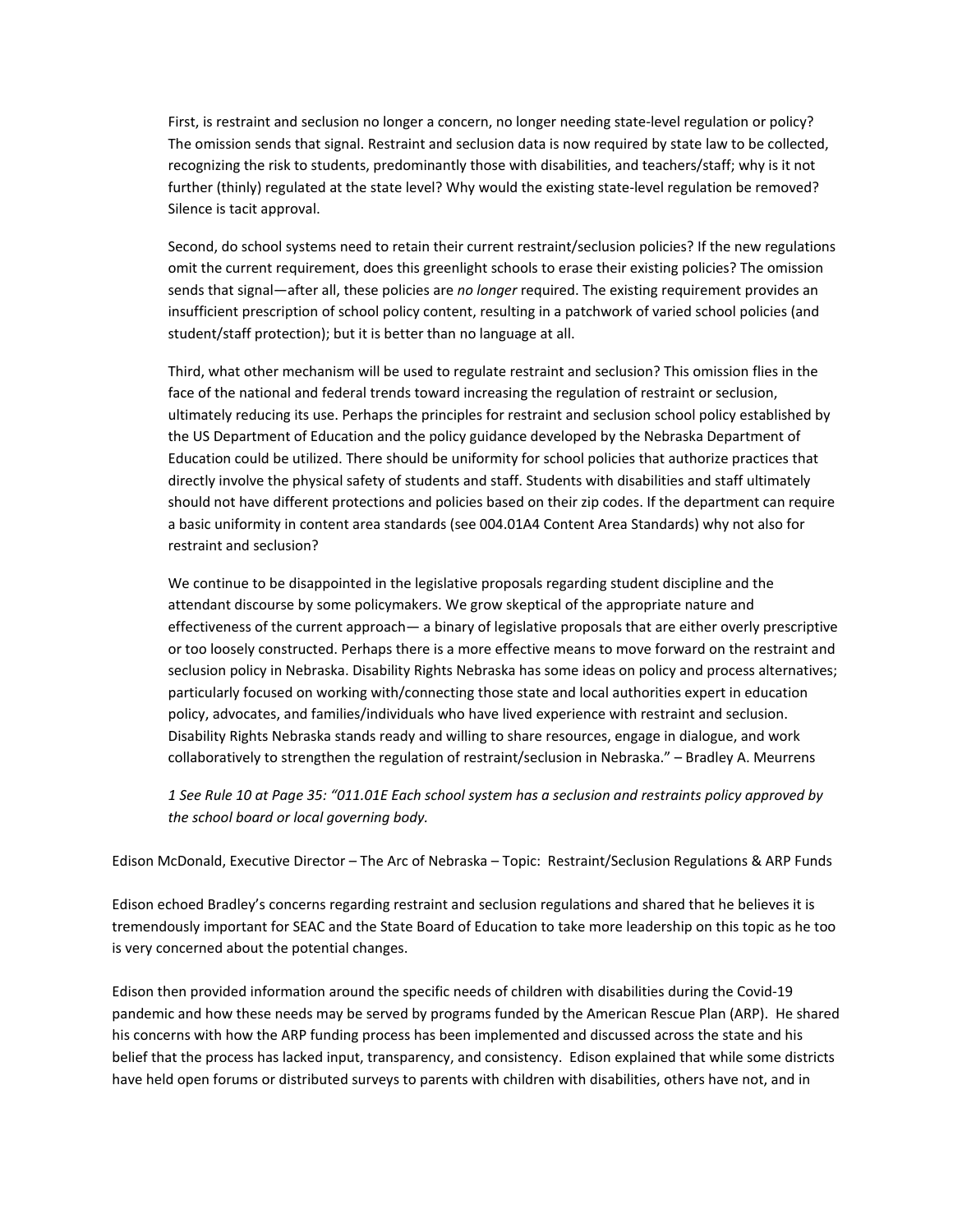First, is restraint and seclusion no longer a concern, no longer needing state-level regulation or policy? The omission sends that signal. Restraint and seclusion data is now required by state law to be collected, recognizing the risk to students, predominantly those with disabilities, and teachers/staff; why is it not further (thinly) regulated at the state level? Why would the existing state-level regulation be removed? Silence is tacit approval.

Second, do school systems need to retain their current restraint/seclusion policies? If the new regulations omit the current requirement, does this greenlight schools to erase their existing policies? The omission sends that signal—after all, these policies are *no longer* required. The existing requirement provides an insufficient prescription of school policy content, resulting in a patchwork of varied school policies (and student/staff protection); but it is better than no language at all.

Third, what other mechanism will be used to regulate restraint and seclusion? This omission flies in the face of the national and federal trends toward increasing the regulation of restraint or seclusion, ultimately reducing its use. Perhaps the principles for restraint and seclusion school policy established by the US Department of Education and the policy guidance developed by the Nebraska Department of Education could be utilized. There should be uniformity for school policies that authorize practices that directly involve the physical safety of students and staff. Students with disabilities and staff ultimately should not have different protections and policies based on their zip codes. If the department can require a basic uniformity in content area standards (see 004.01A4 Content Area Standards) why not also for restraint and seclusion?

We continue to be disappointed in the legislative proposals regarding student discipline and the attendant discourse by some policymakers. We grow skeptical of the appropriate nature and effectiveness of the current approach— a binary of legislative proposals that are either overly prescriptive or too loosely constructed. Perhaps there is a more effective means to move forward on the restraint and seclusion policy in Nebraska. Disability Rights Nebraska has some ideas on policy and process alternatives; particularly focused on working with/connecting those state and local authorities expert in education policy, advocates, and families/individuals who have lived experience with restraint and seclusion. Disability Rights Nebraska stands ready and willing to share resources, engage in dialogue, and work collaboratively to strengthen the regulation of restraint/seclusion in Nebraska." – Bradley A. Meurrens

*1 See Rule 10 at Page 35: "011.01E Each school system has a seclusion and restraints policy approved by the school board or local governing body.*

Edison McDonald, Executive Director – The Arc of Nebraska – Topic: Restraint/Seclusion Regulations & ARP Funds

Edison echoed Bradley's concerns regarding restraint and seclusion regulations and shared that he believes it is tremendously important for SEAC and the State Board of Education to take more leadership on this topic as he too is very concerned about the potential changes.

Edison then provided information around the specific needs of children with disabilities during the Covid-19 pandemic and how these needs may be served by programs funded by the American Rescue Plan (ARP). He shared his concerns with how the ARP funding process has been implemented and discussed across the state and his belief that the process has lacked input, transparency, and consistency. Edison explained that while some districts have held open forums or distributed surveys to parents with children with disabilities, others have not, and in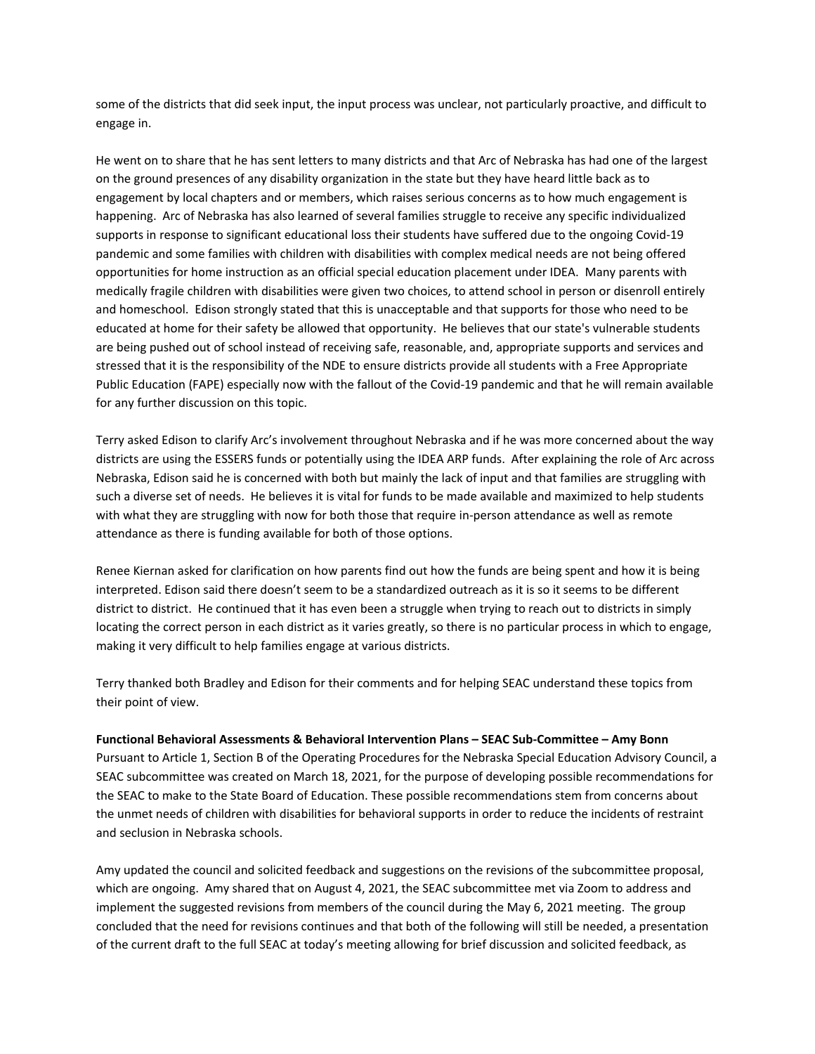some of the districts that did seek input, the input process was unclear, not particularly proactive, and difficult to engage in.

He went on to share that he has sent letters to many districts and that Arc of Nebraska has had one of the largest on the ground presences of any disability organization in the state but they have heard little back as to engagement by local chapters and or members, which raises serious concerns as to how much engagement is happening. Arc of Nebraska has also learned of several families struggle to receive any specific individualized supports in response to significant educational loss their students have suffered due to the ongoing Covid-19 pandemic and some families with children with disabilities with complex medical needs are not being offered opportunities for home instruction as an official special education placement under IDEA. Many parents with medically fragile children with disabilities were given two choices, to attend school in person or disenroll entirely and homeschool. Edison strongly stated that this is unacceptable and that supports for those who need to be educated at home for their safety be allowed that opportunity. He believes that our state's vulnerable students are being pushed out of school instead of receiving safe, reasonable, and, appropriate supports and services and stressed that it is the responsibility of the NDE to ensure districts provide all students with a Free Appropriate Public Education (FAPE) especially now with the fallout of the Covid-19 pandemic and that he will remain available for any further discussion on this topic.

Terry asked Edison to clarify Arc's involvement throughout Nebraska and if he was more concerned about the way districts are using the ESSERS funds or potentially using the IDEA ARP funds. After explaining the role of Arc across Nebraska, Edison said he is concerned with both but mainly the lack of input and that families are struggling with such a diverse set of needs. He believes it is vital for funds to be made available and maximized to help students with what they are struggling with now for both those that require in-person attendance as well as remote attendance as there is funding available for both of those options.

Renee Kiernan asked for clarification on how parents find out how the funds are being spent and how it is being interpreted. Edison said there doesn't seem to be a standardized outreach as it is so it seems to be different district to district. He continued that it has even been a struggle when trying to reach out to districts in simply locating the correct person in each district as it varies greatly, so there is no particular process in which to engage, making it very difficult to help families engage at various districts.

Terry thanked both Bradley and Edison for their comments and for helping SEAC understand these topics from their point of view.

**Functional Behavioral Assessments & Behavioral Intervention Plans – SEAC Sub-Committee – Amy Bonn**
Pursuant to Article 1, Section B of the Operating Procedures for the Nebraska Special Education Advisory Council, a SEAC subcommittee was created on March 18, 2021, for the purpose of developing possible recommendations for the SEAC to make to the State Board of Education. These possible recommendations stem from concerns about the unmet needs of children with disabilities for behavioral supports in order to reduce the incidents of restraint and seclusion in Nebraska schools.

Amy updated the council and solicited feedback and suggestions on the revisions of the subcommittee proposal, which are ongoing. Amy shared that on August 4, 2021, the SEAC subcommittee met via Zoom to address and implement the suggested revisions from members of the council during the May 6, 2021 meeting. The group concluded that the need for revisions continues and that both of the following will still be needed, a presentation of the current draft to the full SEAC at today's meeting allowing for brief discussion and solicited feedback, as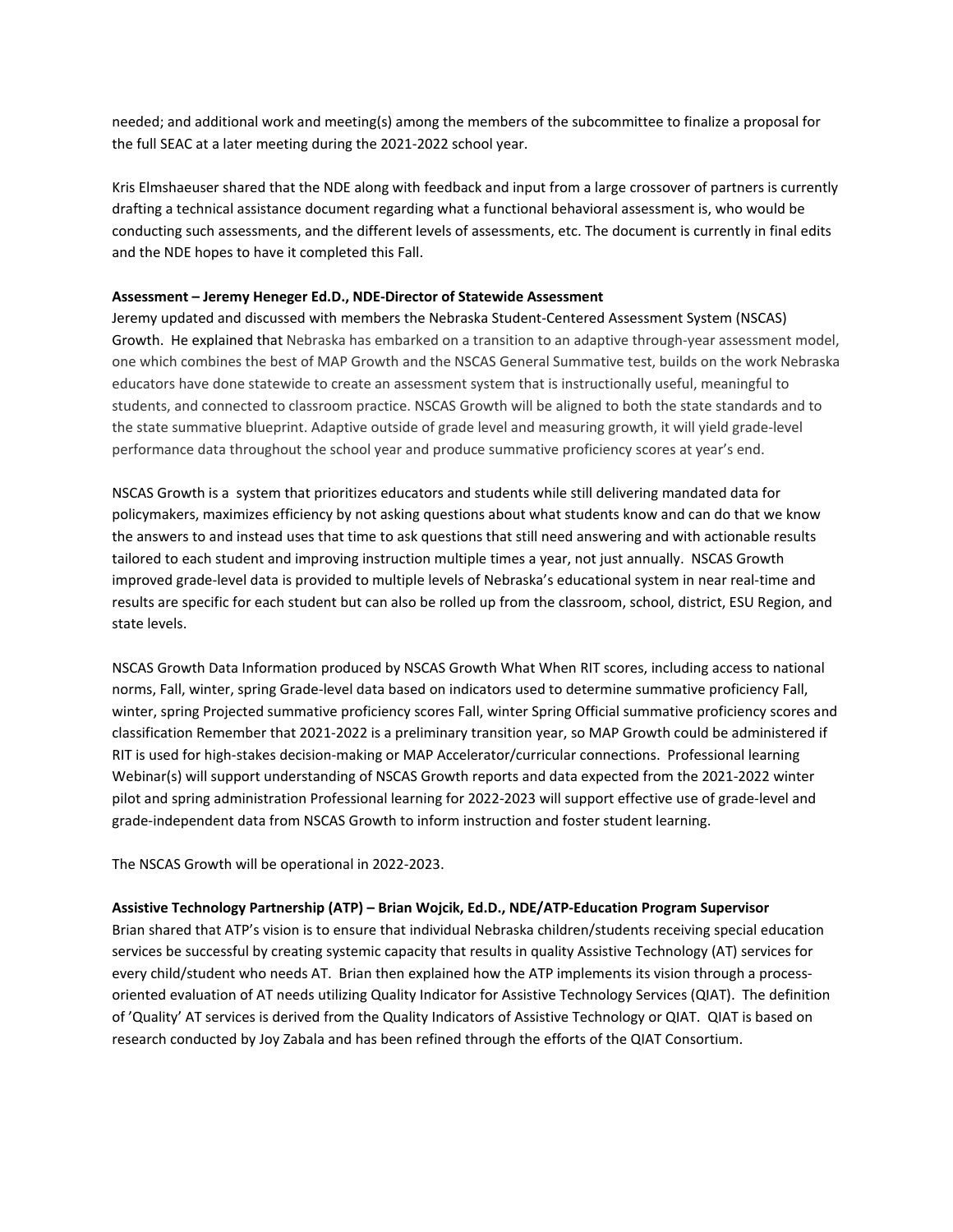needed; and additional work and meeting(s) among the members of the subcommittee to finalize a proposal for the full SEAC at a later meeting during the 2021-2022 school year.

Kris Elmshaeuser shared that the NDE along with feedback and input from a large crossover of partners is currently drafting a technical assistance document regarding what a functional behavioral assessment is, who would be conducting such assessments, and the different levels of assessments, etc. The document is currently in final edits and the NDE hopes to have it completed this Fall.

**Assessment – Jeremy Heneger Ed.D., NDE-Director of Statewide Assessment**

Jeremy updated and discussed with members the Nebraska Student-Centered Assessment System (NSCAS) Growth. He explained that Nebraska has embarked on a transition to an adaptive through-year assessment model, one which combines the best of MAP Growth and the NSCAS General Summative test, builds on the work Nebraska educators have done statewide to create an assessment system that is instructionally useful, meaningful to students, and connected to classroom practice. NSCAS Growth will be aligned to both the state standards and to the state summative blueprint. Adaptive outside of grade level and measuring growth, it will yield grade-level performance data throughout the school year and produce summative proficiency scores at year's end.

NSCAS Growth is a system that prioritizes educators and students while still delivering mandated data for policymakers, maximizes efficiency by not asking questions about what students know and can do that we know the answers to and instead uses that time to ask questions that still need answering and with actionable results tailored to each student and improving instruction multiple times a year, not just annually. NSCAS Growth improved grade-level data is provided to multiple levels of Nebraska's educational system in near real-time and results are specific for each student but can also be rolled up from the classroom, school, district, ESU Region, and state levels.

NSCAS Growth Data Information produced by NSCAS Growth What When RIT scores, including access to national norms, Fall, winter, spring Grade-level data based on indicators used to determine summative proficiency Fall, winter, spring Projected summative proficiency scores Fall, winter Spring Official summative proficiency scores and classification Remember that 2021-2022 is a preliminary transition year, so MAP Growth could be administered if RIT is used for high-stakes decision-making or MAP Accelerator/curricular connections. Professional learning Webinar(s) will support understanding of NSCAS Growth reports and data expected from the 2021-2022 winter pilot and spring administration Professional learning for 2022-2023 will support effective use of grade-level and grade-independent data from NSCAS Growth to inform instruction and foster student learning.

The NSCAS Growth will be operational in 2022-2023.

**Assistive Technology Partnership (ATP) – Brian Wojcik, Ed.D., NDE/ATP-Education Program Supervisor**

Brian shared that ATP's vision is to ensure that individual Nebraska children/students receiving special education services be successful by creating systemic capacity that results in quality Assistive Technology (AT) services for every child/student who needs AT. Brian then explained how the ATP implements its vision through a process-oriented evaluation of AT needs utilizing Quality Indicator for Assistive Technology Services (QIAT). The definition of 'Quality' AT services is derived from the Quality Indicators of Assistive Technology or QIAT. QIAT is based on research conducted by Joy Zabala and has been refined through the efforts of the QIAT Consortium.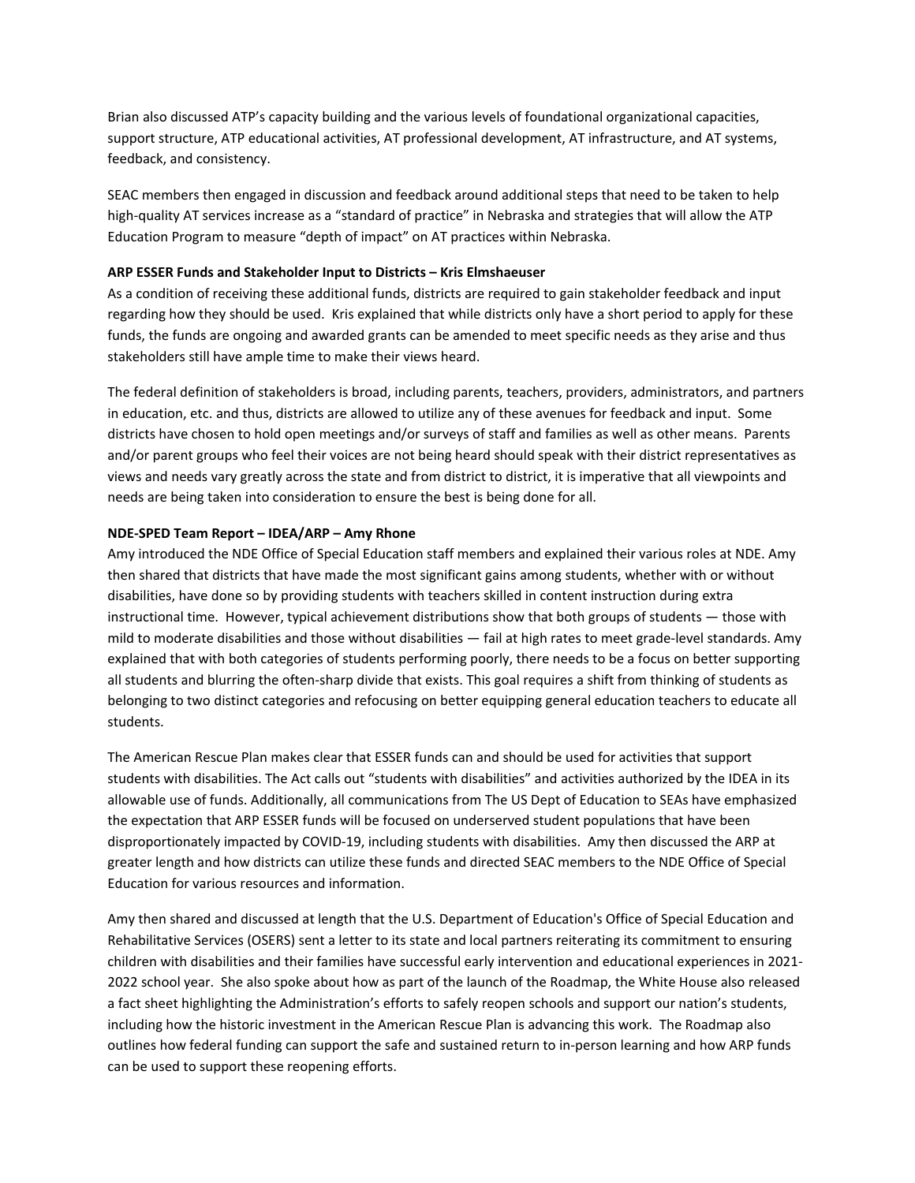Brian also discussed ATP's capacity building and the various levels of foundational organizational capacities, support structure, ATP educational activities, AT professional development, AT infrastructure, and AT systems, feedback, and consistency.

SEAC members then engaged in discussion and feedback around additional steps that need to be taken to help high-quality AT services increase as a "standard of practice" in Nebraska and strategies that will allow the ATP Education Program to measure "depth of impact" on AT practices within Nebraska.

**ARP ESSER Funds and Stakeholder Input to Districts – Kris Elmshaeuser**

As a condition of receiving these additional funds, districts are required to gain stakeholder feedback and input regarding how they should be used. Kris explained that while districts only have a short period to apply for these funds, the funds are ongoing and awarded grants can be amended to meet specific needs as they arise and thus stakeholders still have ample time to make their views heard.

The federal definition of stakeholders is broad, including parents, teachers, providers, administrators, and partners in education, etc. and thus, districts are allowed to utilize any of these avenues for feedback and input. Some districts have chosen to hold open meetings and/or surveys of staff and families as well as other means. Parents and/or parent groups who feel their voices are not being heard should speak with their district representatives as views and needs vary greatly across the state and from district to district, it is imperative that all viewpoints and needs are being taken into consideration to ensure the best is being done for all.

**NDE-SPED Team Report – IDEA/ARP – Amy Rhone**

Amy introduced the NDE Office of Special Education staff members and explained their various roles at NDE. Amy then shared that districts that have made the most significant gains among students, whether with or without disabilities, have done so by providing students with teachers skilled in content instruction during extra instructional time. However, typical achievement distributions show that both groups of students — those with mild to moderate disabilities and those without disabilities — fail at high rates to meet grade-level standards. Amy explained that with both categories of students performing poorly, there needs to be a focus on better supporting all students and blurring the often-sharp divide that exists. This goal requires a shift from thinking of students as belonging to two distinct categories and refocusing on better equipping general education teachers to educate all students.

The American Rescue Plan makes clear that ESSER funds can and should be used for activities that support students with disabilities. The Act calls out "students with disabilities" and activities authorized by the IDEA in its allowable use of funds. Additionally, all communications from The US Dept of Education to SEAs have emphasized the expectation that ARP ESSER funds will be focused on underserved student populations that have been disproportionately impacted by COVID-19, including students with disabilities. Amy then discussed the ARP at greater length and how districts can utilize these funds and directed SEAC members to the NDE Office of Special Education for various resources and information.

Amy then shared and discussed at length that the U.S. Department of Education's Office of Special Education and Rehabilitative Services (OSERS) sent a letter to its state and local partners reiterating its commitment to ensuring children with disabilities and their families have successful early intervention and educational experiences in 2021-2022 school year. She also spoke about how as part of the launch of the Roadmap, the White House also released a fact sheet highlighting the Administration's efforts to safely reopen schools and support our nation's students, including how the historic investment in the American Rescue Plan is advancing this work. The Roadmap also outlines how federal funding can support the safe and sustained return to in-person learning and how ARP funds can be used to support these reopening efforts.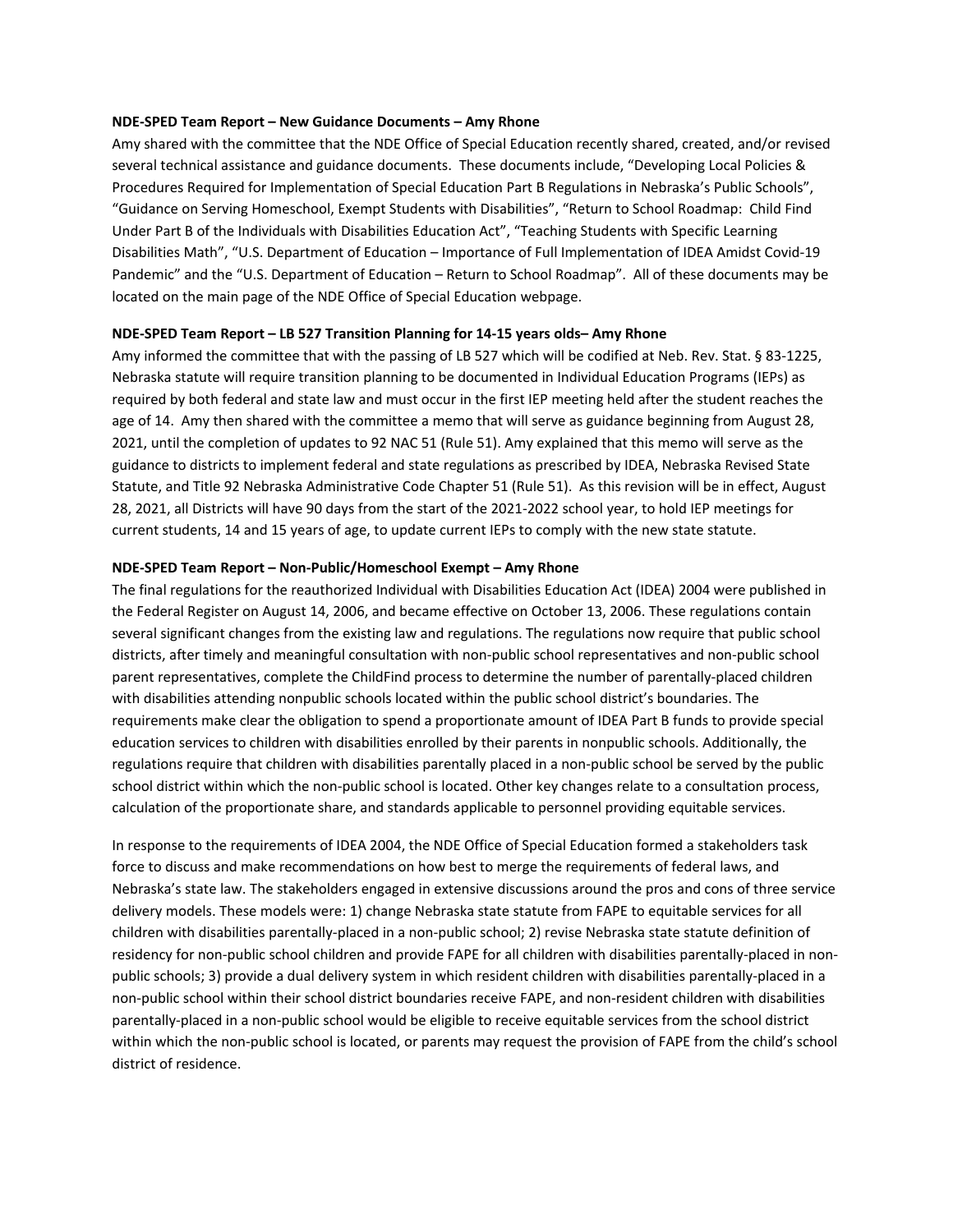**NDE-SPED Team Report – New Guidance Documents – Amy Rhone**

Amy shared with the committee that the NDE Office of Special Education recently shared, created, and/or revised several technical assistance and guidance documents. These documents include, "Developing Local Policies & Procedures Required for Implementation of Special Education Part B Regulations in Nebraska's Public Schools", "Guidance on Serving Homeschool, Exempt Students with Disabilities", "Return to School Roadmap: Child Find Under Part B of the Individuals with Disabilities Education Act", "Teaching Students with Specific Learning Disabilities Math", "U.S. Department of Education – Importance of Full Implementation of IDEA Amidst Covid-19 Pandemic" and the "U.S. Department of Education – Return to School Roadmap". All of these documents may be located on the main page of the NDE Office of Special Education webpage.

**NDE-SPED Team Report – LB 527 Transition Planning for 14-15 years olds– Amy Rhone**

Amy informed the committee that with the passing of LB 527 which will be codified at Neb. Rev. Stat. § 83-1225, Nebraska statute will require transition planning to be documented in Individual Education Programs (IEPs) as required by both federal and state law and must occur in the first IEP meeting held after the student reaches the age of 14. Amy then shared with the committee a memo that will serve as guidance beginning from August 28, 2021, until the completion of updates to 92 NAC 51 (Rule 51). Amy explained that this memo will serve as the guidance to districts to implement federal and state regulations as prescribed by IDEA, Nebraska Revised State Statute, and Title 92 Nebraska Administrative Code Chapter 51 (Rule 51). As this revision will be in effect, August 28, 2021, all Districts will have 90 days from the start of the 2021-2022 school year, to hold IEP meetings for current students, 14 and 15 years of age, to update current IEPs to comply with the new state statute.

**NDE-SPED Team Report – Non-Public/Homeschool Exempt – Amy Rhone**

The final regulations for the reauthorized Individual with Disabilities Education Act (IDEA) 2004 were published in the Federal Register on August 14, 2006, and became effective on October 13, 2006. These regulations contain several significant changes from the existing law and regulations. The regulations now require that public school districts, after timely and meaningful consultation with non-public school representatives and non-public school parent representatives, complete the ChildFind process to determine the number of parentally-placed children with disabilities attending nonpublic schools located within the public school district's boundaries. The requirements make clear the obligation to spend a proportionate amount of IDEA Part B funds to provide special education services to children with disabilities enrolled by their parents in nonpublic schools. Additionally, the regulations require that children with disabilities parentally placed in a non-public school be served by the public school district within which the non-public school is located. Other key changes relate to a consultation process, calculation of the proportionate share, and standards applicable to personnel providing equitable services.

In response to the requirements of IDEA 2004, the NDE Office of Special Education formed a stakeholders task force to discuss and make recommendations on how best to merge the requirements of federal laws, and Nebraska's state law. The stakeholders engaged in extensive discussions around the pros and cons of three service delivery models. These models were: 1) change Nebraska state statute from FAPE to equitable services for all children with disabilities parentally-placed in a non-public school; 2) revise Nebraska state statute definition of residency for non-public school children and provide FAPE for all children with disabilities parentally-placed in non-public schools; 3) provide a dual delivery system in which resident children with disabilities parentally-placed in a non-public school within their school district boundaries receive FAPE, and non-resident children with disabilities parentally-placed in a non-public school would be eligible to receive equitable services from the school district within which the non-public school is located, or parents may request the provision of FAPE from the child's school district of residence.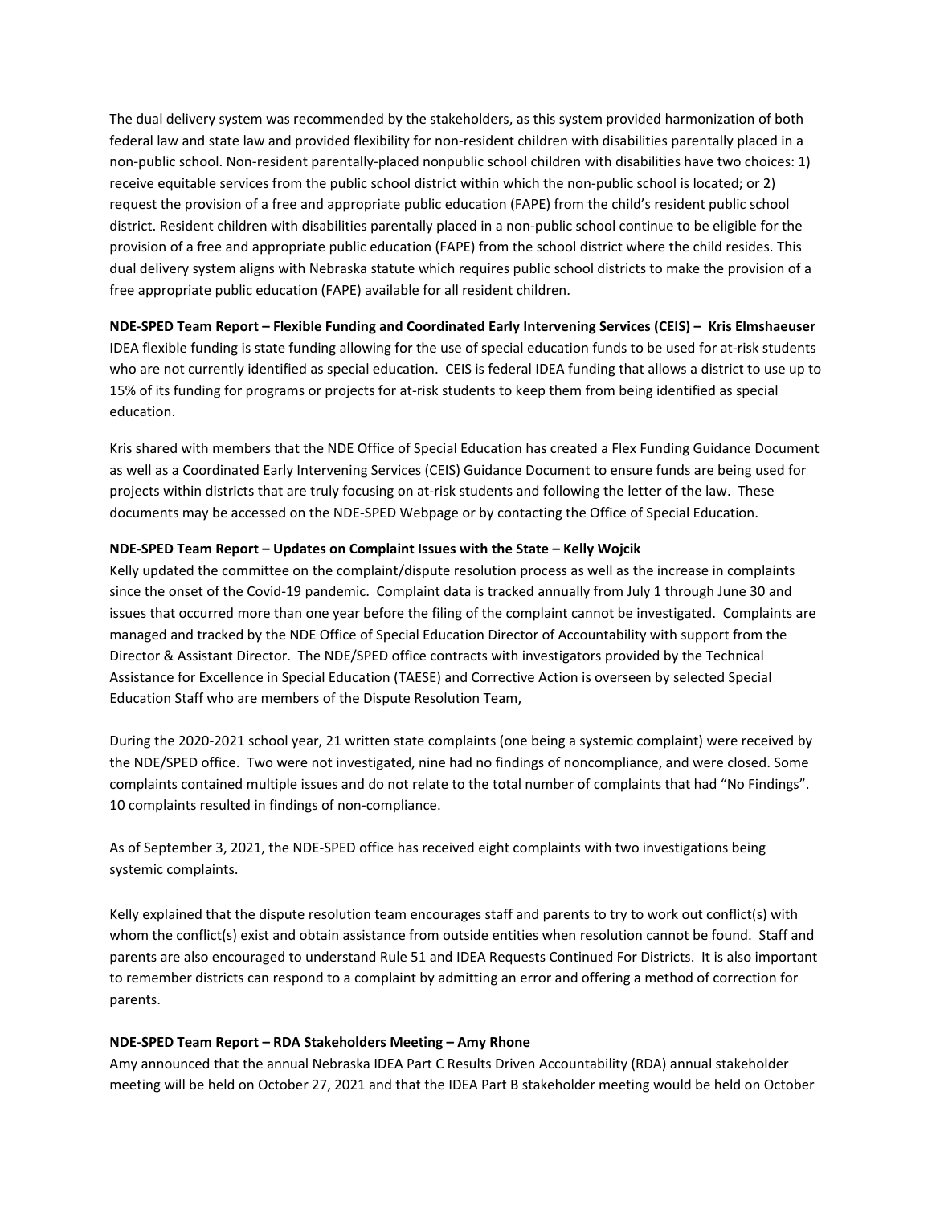The dual delivery system was recommended by the stakeholders, as this system provided harmonization of both federal law and state law and provided flexibility for non-resident children with disabilities parentally placed in a non-public school. Non-resident parentally-placed nonpublic school children with disabilities have two choices: 1) receive equitable services from the public school district within which the non-public school is located; or 2) request the provision of a free and appropriate public education (FAPE) from the child's resident public school district. Resident children with disabilities parentally placed in a non-public school continue to be eligible for the provision of a free and appropriate public education (FAPE) from the school district where the child resides. This dual delivery system aligns with Nebraska statute which requires public school districts to make the provision of a free appropriate public education (FAPE) available for all resident children.

**NDE-SPED Team Report – Flexible Funding and Coordinated Early Intervening Services (CEIS) – Kris Elmshaeuser**
IDEA flexible funding is state funding allowing for the use of special education funds to be used for at-risk students who are not currently identified as special education. CEIS is federal IDEA funding that allows a district to use up to 15% of its funding for programs or projects for at-risk students to keep them from being identified as special education.

Kris shared with members that the NDE Office of Special Education has created a Flex Funding Guidance Document as well as a Coordinated Early Intervening Services (CEIS) Guidance Document to ensure funds are being used for projects within districts that are truly focusing on at-risk students and following the letter of the law. These documents may be accessed on the NDE-SPED Webpage or by contacting the Office of Special Education.

**NDE-SPED Team Report – Updates on Complaint Issues with the State – Kelly Wojcik**
Kelly updated the committee on the complaint/dispute resolution process as well as the increase in complaints since the onset of the Covid-19 pandemic. Complaint data is tracked annually from July 1 through June 30 and issues that occurred more than one year before the filing of the complaint cannot be investigated. Complaints are managed and tracked by the NDE Office of Special Education Director of Accountability with support from the Director & Assistant Director. The NDE/SPED office contracts with investigators provided by the Technical Assistance for Excellence in Special Education (TAESE) and Corrective Action is overseen by selected Special Education Staff who are members of the Dispute Resolution Team,

During the 2020-2021 school year, 21 written state complaints (one being a systemic complaint) were received by the NDE/SPED office. Two were not investigated, nine had no findings of noncompliance, and were closed. Some complaints contained multiple issues and do not relate to the total number of complaints that had "No Findings". 10 complaints resulted in findings of non-compliance.

As of September 3, 2021, the NDE-SPED office has received eight complaints with two investigations being systemic complaints.

Kelly explained that the dispute resolution team encourages staff and parents to try to work out conflict(s) with whom the conflict(s) exist and obtain assistance from outside entities when resolution cannot be found. Staff and parents are also encouraged to understand Rule 51 and IDEA Requests Continued For Districts. It is also important to remember districts can respond to a complaint by admitting an error and offering a method of correction for parents.

**NDE-SPED Team Report – RDA Stakeholders Meeting – Amy Rhone**
Amy announced that the annual Nebraska IDEA Part C Results Driven Accountability (RDA) annual stakeholder meeting will be held on October 27, 2021 and that the IDEA Part B stakeholder meeting would be held on October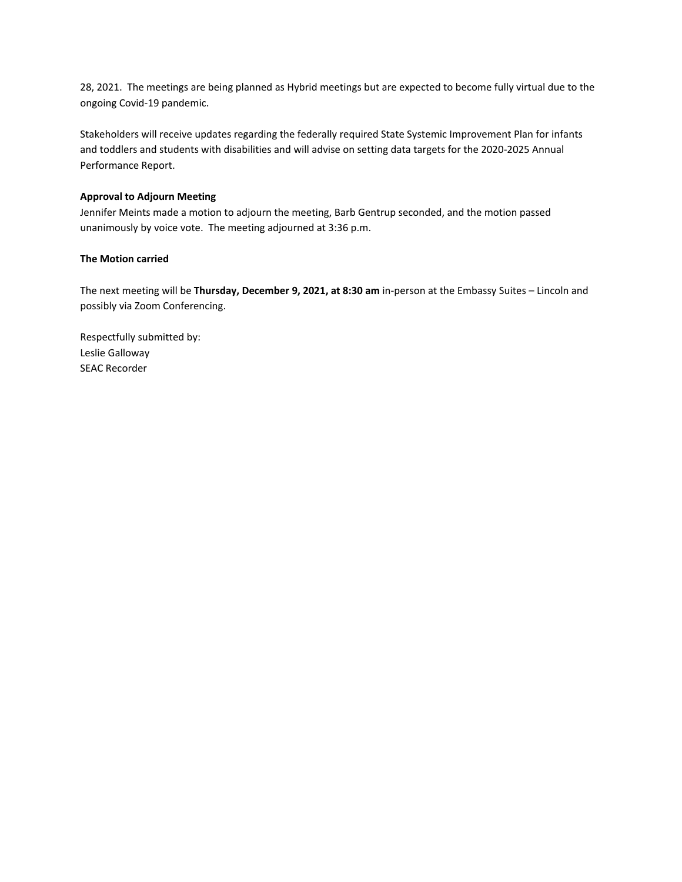28, 2021. The meetings are being planned as Hybrid meetings but are expected to become fully virtual due to the ongoing Covid-19 pandemic.

Stakeholders will receive updates regarding the federally required State Systemic Improvement Plan for infants and toddlers and students with disabilities and will advise on setting data targets for the 2020-2025 Annual Performance Report.

**Approval to Adjourn Meeting**
Jennifer Meints made a motion to adjourn the meeting, Barb Gentrup seconded, and the motion passed unanimously by voice vote. The meeting adjourned at 3:36 p.m.

**The Motion carried**

The next meeting will be **Thursday, December 9, 2021, at 8:30 am** in-person at the Embassy Suites – Lincoln and possibly via Zoom Conferencing.

Respectfully submitted by:
Leslie Galloway
SEAC Recorder